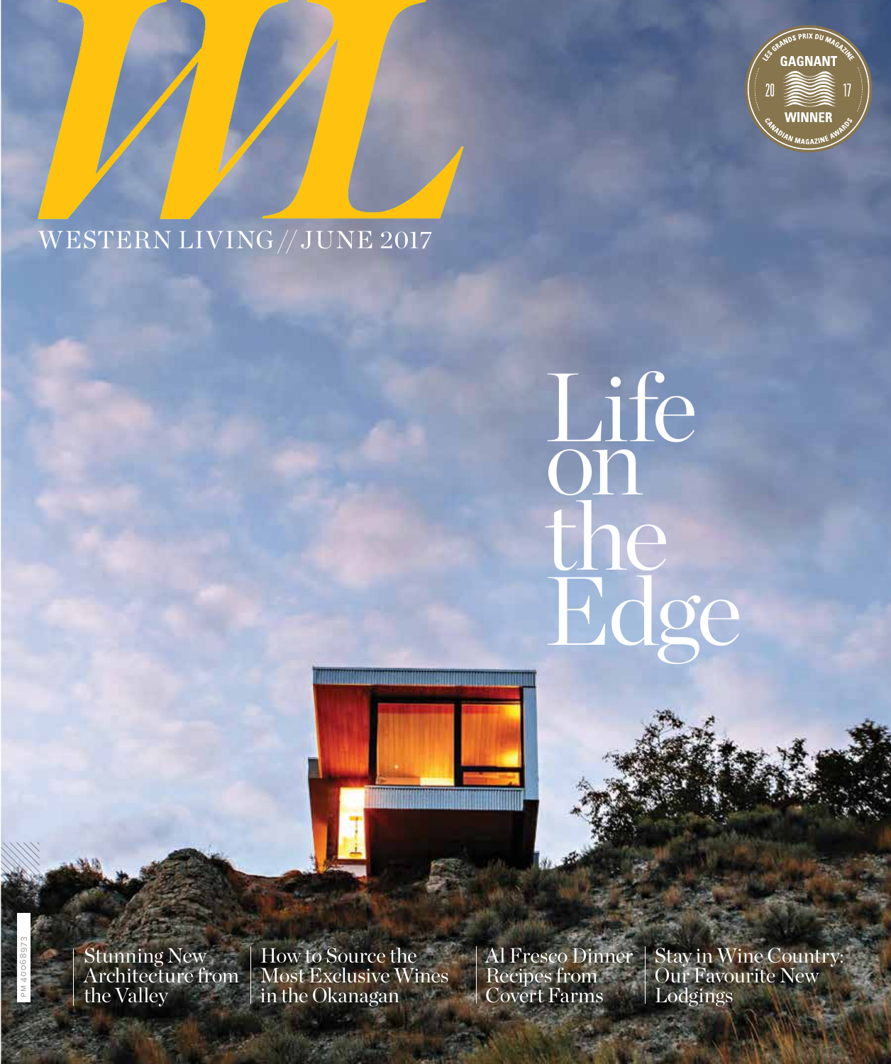# WL

WESTERN LIVING // JUNE 2017

LES GRANDS PRIX DU MAGAZINE
GAGNANT
20 17
WINNER
CANADIAN MAGAZINE AWARDS

# Life on the Edge

Stunning New Architecture from the Valley

How to Source the Most Exclusive Wines in the Okanagan

Al Fresco Dinner Recipes from Covert Farms

Stay in Wine Country: Our Favourite New Lodgings

PM 40068973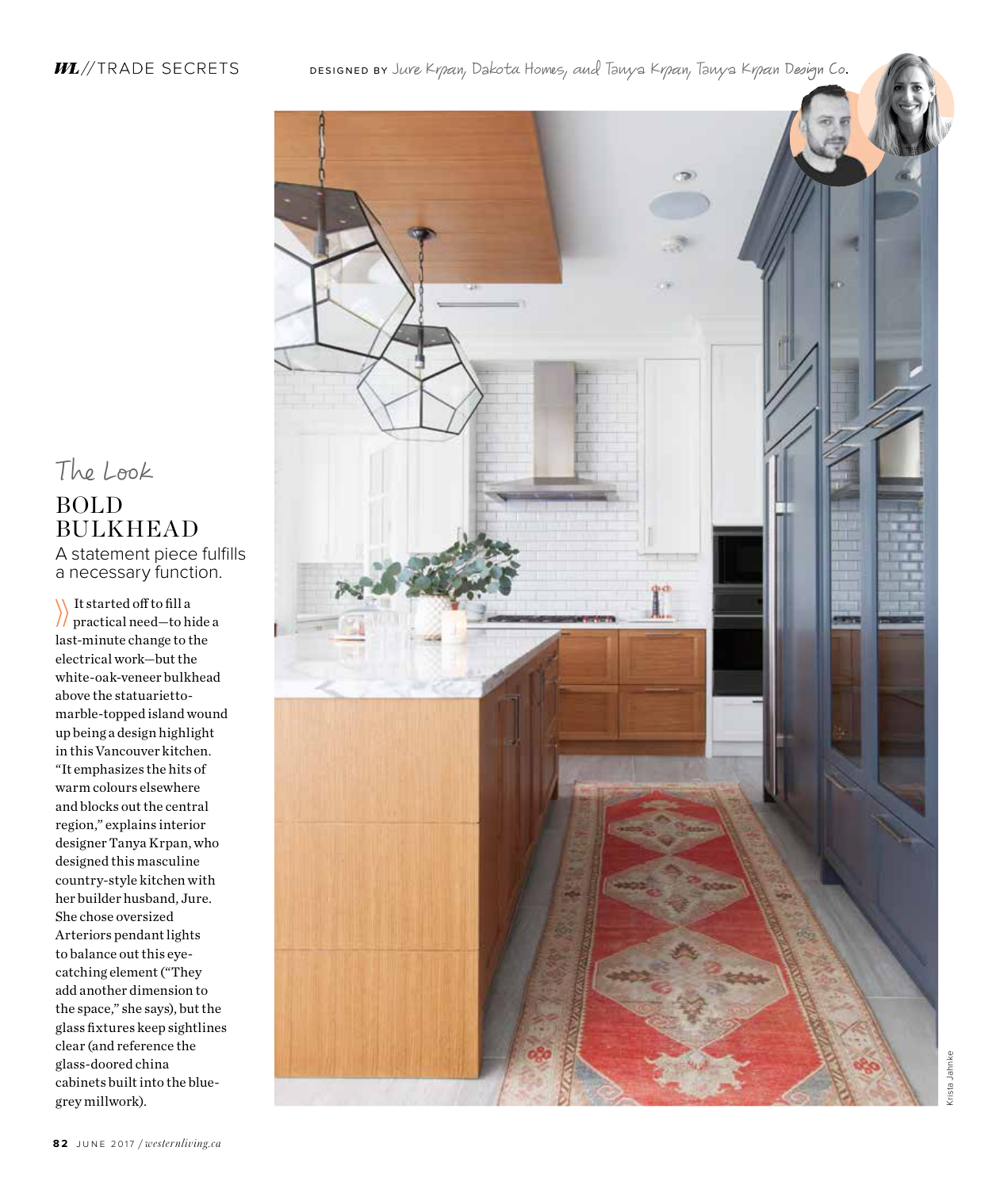DESIGNED BY Jure Krpan, Dakota Homes, and Tanya Krpan, Tanya Krpan Design Co.

## The Look

# BOLD BULKHEAD

A statement piece fulfills a necessary function.

It started off to fill a practical need—to hide a last-minute change to the electrical work—but the white-oak-veneer bulkhead above the statuarietto-marble-topped island wound up being a design highlight in this Vancouver kitchen. "It emphasizes the hits of warm colours elsewhere and blocks out the central region," explains interior designer Tanya Krpan, who designed this masculine country-style kitchen with her builder husband, Jure. She chose oversized Arteriors pendant lights to balance out this eye-catching element ("They add another dimension to the space," she says), but the glass fixtures keep sightlines clear (and reference the glass-doored china cabinets built into the blue-grey millwork).

Krista Jahnke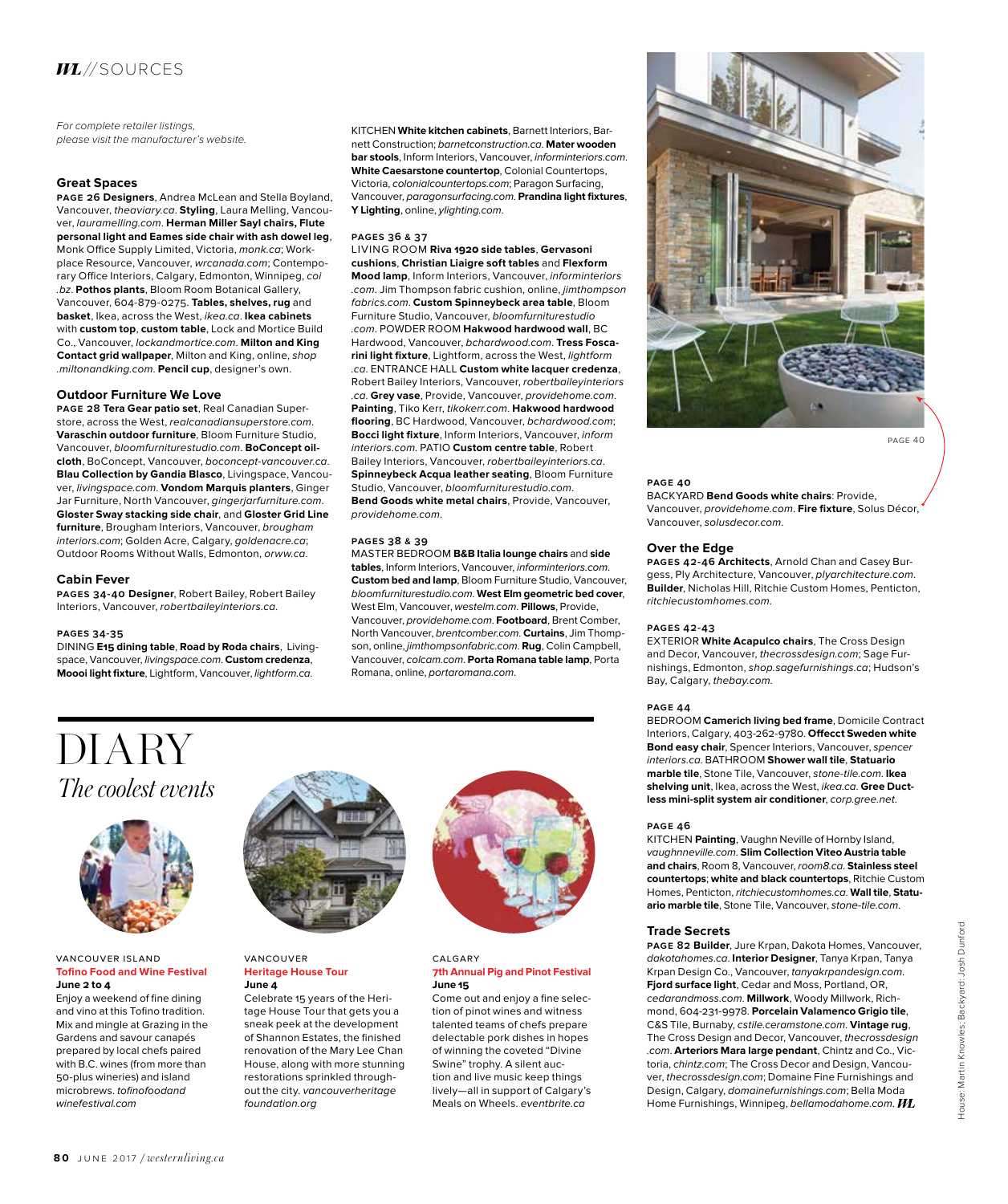# WL // SOURCES

*For complete retailer listings, please visit the manufacturer's website.*

## Great Spaces

**PAGE 26 Designers**, Andrea McLean and Stella Boyland, Vancouver, *theaviary.ca*. **Styling**, Laura Melling, Vancouver, *lauramelling.com*. **Herman Miller Sayl chairs, Flute personal light and Eames side chair with ash dowel leg**, Monk Office Supply Limited, Victoria, *monk.ca*; Workplace Resource, Vancouver, *wrcanada.com*; Contemporary Office Interiors, Calgary, Edmonton, Winnipeg, *coi.bz*. **Pothos plants**, Bloom Room Botanical Gallery, Vancouver, 604-879-0275. **Tables, shelves, rug** and **basket**, Ikea, across the West, *ikea.ca*. **Ikea cabinets** with **custom top**, **custom table**, Lock and Mortice Build Co., Vancouver, *lockandmortice.com*. **Milton and King Contact grid wallpaper**, Milton and King, online, *shop.miltonandking.com*. **Pencil cup**, designer's own.

## Outdoor Furniture We Love

**PAGE 28 Tera Gear patio set**, Real Canadian Superstore, across the West, *realcanadiansuperstore.com*. **Varaschin outdoor furniture**, Bloom Furniture Studio, Vancouver, *bloomfurniturestudio.com*. **BoConcept oilcloth**, BoConcept, Vancouver, *boconcept-vancouver.ca*. **Blau Collection by Gandia Blasco**, Livingspace, Vancouver, *livingspace.com*. **Vondom Marquis planters**, Ginger Jar Furniture, North Vancouver, *gingerjarfurniture.com*. **Gloster Sway stacking side chair**, and **Gloster Grid Line furniture**, Brougham Interiors, Vancouver, *broughaminteriors.com*; Golden Acre, Calgary, *goldenacre.ca*; Outdoor Rooms Without Walls, Edmonton, *orww.ca*.

## Cabin Fever

**PAGES 34-40 Designer**, Robert Bailey, Robert Bailey Interiors, Vancouver, *robertbaileyinteriors.ca*.

**PAGES 34-35**
DINING **E15 dining table**, **Road by Roda chairs**, Livingspace, Vancouver, *livingspace.com*. **Custom credenza**, **Moooi light fixture**, Lightform, Vancouver, *lightform.ca*.

KITCHEN **White kitchen cabinets**, Barnett Interiors, Barnett Construction; *barnetconstruction.ca*. **Mater wooden bar stools**, Inform Interiors, Vancouver, *informinteriors.com*. **White Caesarstone countertop**, Colonial Countertops, Victoria, *colonialcountertops.com*; Paragon Surfacing, Vancouver, *paragonsurfacing.com*. **Prandina light fixtures**, **Y Lighting**, online, *ylighting.com*.

**PAGES 36 & 37**
LIVING ROOM **Riva 1920 side tables**, **Gervasoni cushions**, **Christian Liaigre soft tables** and **Flexform Mood lamp**, Inform Interiors, Vancouver, *informinteriors.com*. Jim Thompson fabric cushion, online, *jimthompsonfabrics.com*. **Custom Spinneybeck area table**, Bloom Furniture Studio, Vancouver, *bloomfurniturestudio.com*. POWDER ROOM **Hakwood hardwood wall**, BC Hardwood, Vancouver, *bchardwood.com*. **Tress Foscarini light fixture**, Lightform, across the West, *lightform.ca*. ENTRANCE HALL **Custom white lacquer credenza**, Robert Bailey Interiors, Vancouver, *robertbaileyinteriors.ca*. **Grey vase**, Provide, Vancouver, *providehome.com*. **Painting**, Tiko Kerr, *tikokerr.com*. **Hakwood hardwood flooring**, BC Hardwood, Vancouver, *bchardwood.com*; **Bocci light fixture**, Inform Interiors, Vancouver, *informinteriors.com*. PATIO **Custom centre table**, Robert Bailey Interiors, Vancouver, *robertbaileyinteriors.ca*. **Spinneybeck Acqua leather seating**, Bloom Furniture Studio, Vancouver, *bloomfurniturestudio.com*. **Bend Goods white metal chairs**, Provide, Vancouver, *providehome.com*.

**PAGES 38 & 39**
MASTER BEDROOM **B&B Italia lounge chairs** and **side tables**, Inform Interiors, Vancouver, *informinteriors.com*. **Custom bed and lamp**, Bloom Furniture Studio, Vancouver, *bloomfurniturestudio.com*. **West Elm geometric bed cover**, West Elm, Vancouver, *westelm.com*. **Pillows**, Provide, Vancouver, *providehome.com*. **Footboard**, Brent Comber, North Vancouver, *brentcomber.com*. **Curtains**, Jim Thompson, online, *jimthompsonfabric.com*. **Rug**, Colin Campbell, Vancouver, *colcam.com*. **Porta Romana table lamp**, Porta Romana, online, *portaromana.com*.

PAGE 40

**PAGE 40**
BACKYARD **Bend Goods white chairs**: Provide, Vancouver, *providehome.com*. **Fire fixture**, Solus Décor, Vancouver, *solusdecor.com*.

## Over the Edge

**PAGES 42-46 Architects**, Arnold Chan and Casey Burgess, Ply Architecture, Vancouver, *plyarchitecture.com*. **Builder**, Nicholas Hill, Ritchie Custom Homes, Penticton, *ritchiecustomhomes.com*.

**PAGES 42-43**
EXTERIOR **White Acapulco chairs**, The Cross Design and Decor, Vancouver, *thecrossdesign.com*; Sage Furnishings, Edmonton, *shop.sagefurnishings.ca*; Hudson's Bay, Calgary, *thebay.com*.

**PAGE 44**
BEDROOM **Camerich living bed frame**, Domicile Contract Interiors, Calgary, 403-262-9780. **Offect Sweden white Bond easy chair**, Spencer Interiors, Vancouver, *spencerinteriors.ca*. BATHROOM **Shower wall tile**, **Statuario marble tile**, Stone Tile, Vancouver, *stone-tile.com*. **Ikea shelving unit**, Ikea, across the West, *ikea.ca*. **Gree Ductless mini-split system air conditioner**, *corp.gree.net*.

**PAGE 46**
KITCHEN **Painting**, Vaughn Neville of Hornby Island, *vaughnneville.com*. **Slim Collection Viteo Austria table and chairs**, Room 8, Vancouver, *room8.ca*. **Stainless steel countertops**; **white and black countertops**, Ritchie Custom Homes, Penticton, *ritchiecustomhomes.ca*. **Wall tile**, **Statuario marble tile**, Stone Tile, Vancouver, *stone-tile.com*.

## Trade Secrets

**PAGE 82 Builder**, Jure Krpan, Dakota Homes, Vancouver, *dakotahomes.ca*. **Interior Designer**, Tanya Krpan, Tanya Krpan Design Co., Vancouver, *tanyakrpandesign.com*. **Fjord surface light**, Cedar and Moss, Portland, OR, *cedarandmoss.com*. **Millwork**, Woody Millwork, Richmond, 604-231-9978. **Porcelain Valamenco Grigio tile**, C&S Tile, Burnaby, *cstile.ceramstone.com*. **Vintage rug**, The Cross Design and Decor, Vancouver, *thecrossdesign.com*. **Arteriors Mara large pendant**, Chintz and Co., Victoria, *chintz.com*; The Cross Decor and Design, Vancouver, *thecrossdesign.com*; Domaine Fine Furnishings and Design, Calgary, *domainefurnishings.com*; Bella Moda Home Furnishings, Winnipeg, *bellamodahome.com*. WL

# DIARY

*The coolest events*

VANCOUVER ISLAND
**Tofino Food and Wine Festival**
**June 2 to 4**
Enjoy a weekend of fine dining and vino at this Tofino tradition. Mix and mingle at Grazing in the Gardens and savour canapés prepared by local chefs paired with B.C. wines (from more than 50-plus wineries) and island microbrews. *tofinofoodandwinefestival.com*

VANCOUVER
**Heritage House Tour**
**June 4**
Celebrate 15 years of the Heritage House Tour that gets you a sneak peek at the development of Shannon Estates, the finished renovation of the Mary Lee Chan House, along with more stunning restorations sprinkled throughout the city. *vancouverheritagefoundation.org*

CALGARY
**7th Annual Pig and Pinot Festival**
**June 15**
Come out and enjoy a fine selection of pinot wines and witness talented teams of chefs prepare delectable pork dishes in hopes of winning the coveted "Divine Swine" trophy. A silent auction and live music keep things lively—all in support of Calgary's Meals on Wheels. *eventbrite.ca*

House: Martin Knowles; Backyard: Josh Dunford